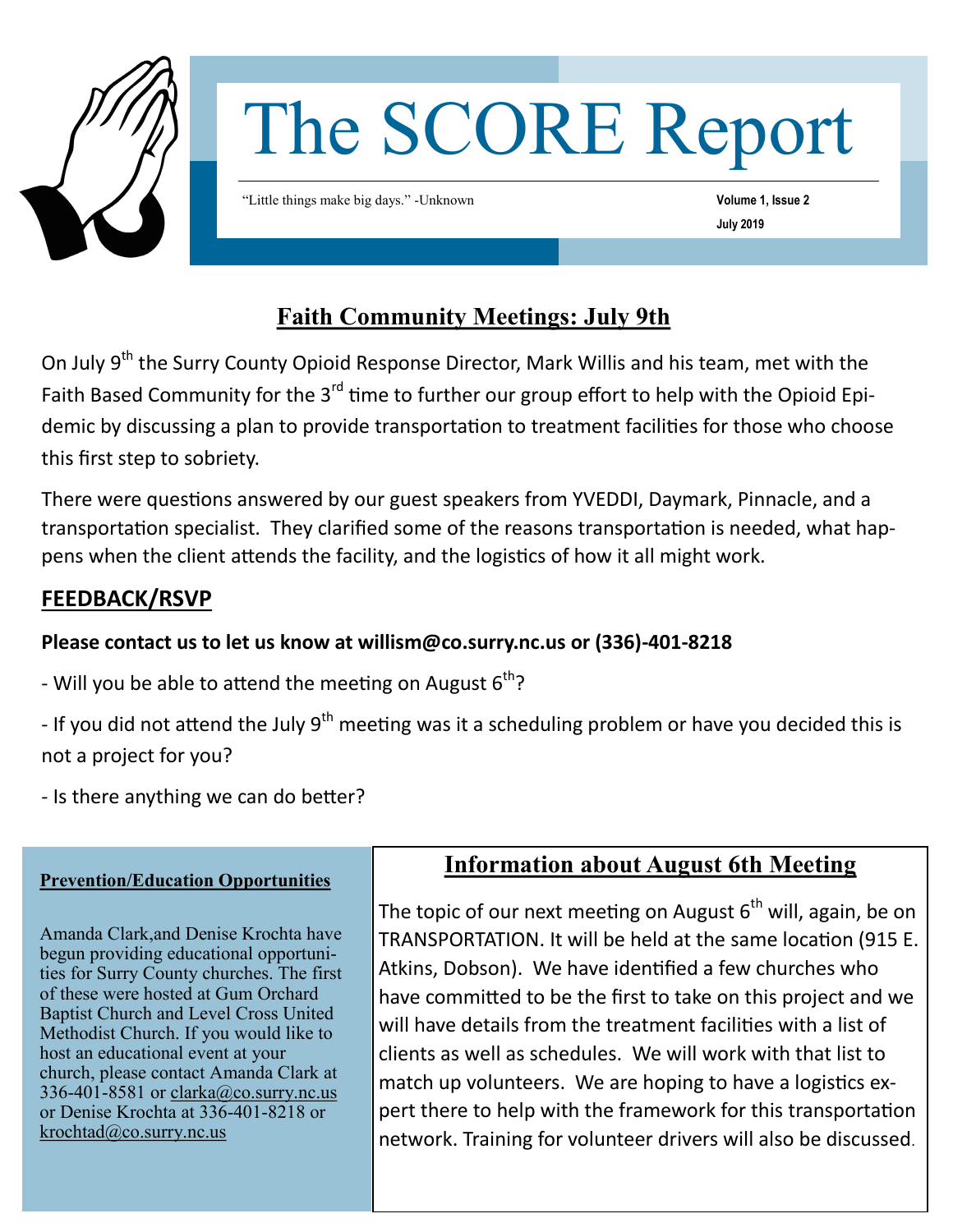# The SCORE Report

"Little things make big days." -Unknown

**Volume 1, Issue 2**

**July 2019**

## Faith Community Meetings: July 9th

On July 9th the Surry County Opioid Response Director, Mark Willis and his team, met with the Faith Based Community for the 3rd time to further our group effort to help with the Opioid Epidemic by discussing a plan to provide transportation to treatment facilities for those who choose this first step to sobriety.

There were questions answered by our guest speakers from YVEDDI, Daymark, Pinnacle, and a transportation specialist. They clarified some of the reasons transportation is needed, what happens when the client attends the facility, and the logistics of how it all might work.

## FEEDBACK/RSVP

**Please contact us to let us know at willism@co.surry.nc.us or (336)-401-8218**

- Will you be able to attend the meeting on August 6th?

- If you did not attend the July 9th meeting was it a scheduling problem or have you decided this is not a project for you?

- Is there anything we can do better?

### Prevention/Education Opportunities

Amanda Clark,and Denise Krochta have begun providing educational opportunities for Surry County churches. The first of these were hosted at Gum Orchard Baptist Church and Level Cross United Methodist Church. If you would like to host an educational event at your church, please contact Amanda Clark at 336-401-8581 or clarka@co.surry.nc.us or Denise Krochta at 336-401-8218 or krochtad@co.surry.nc.us

## Information about August 6th Meeting

The topic of our next meeting on August 6th will, again, be on TRANSPORTATION. It will be held at the same location (915 E. Atkins, Dobson). We have identified a few churches who have committed to be the first to take on this project and we will have details from the treatment facilities with a list of clients as well as schedules. We will work with that list to match up volunteers. We are hoping to have a logistics expert there to help with the framework for this transportation network. Training for volunteer drivers will also be discussed.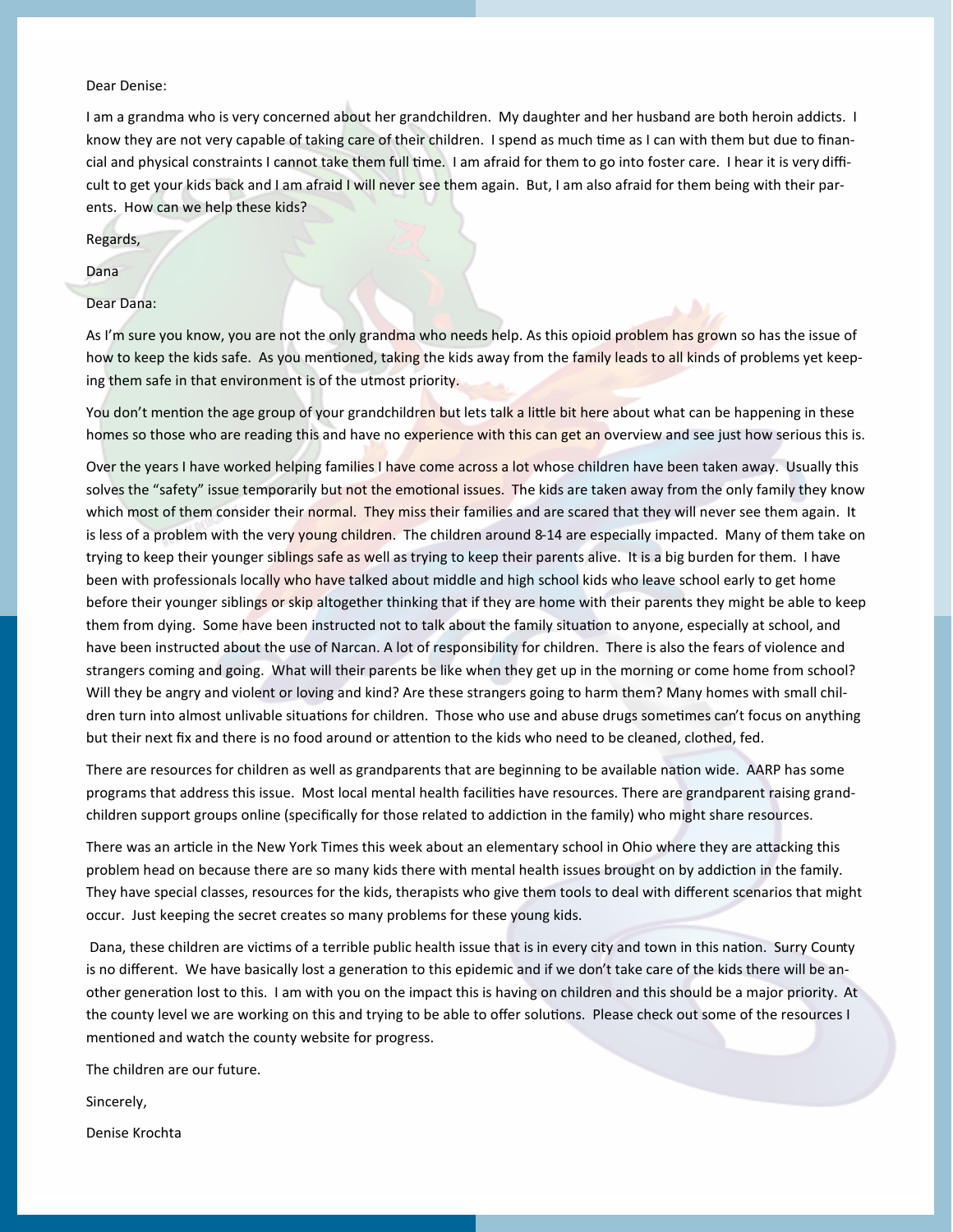Dear Denise:

I am a grandma who is very concerned about her grandchildren. My daughter and her husband are both heroin addicts. I know they are not very capable of taking care of their children. I spend as much time as I can with them but due to financial and physical constraints I cannot take them full time. I am afraid for them to go into foster care. I hear it is very difficult to get your kids back and I am afraid I will never see them again. But, I am also afraid for them being with their parents. How can we help these kids?

Regards,

Dana

Dear Dana:

As I'm sure you know, you are not the only grandma who needs help. As this opioid problem has grown so has the issue of how to keep the kids safe. As you mentioned, taking the kids away from the family leads to all kinds of problems yet keeping them safe in that environment is of the utmost priority.

You don't mention the age group of your grandchildren but lets talk a little bit here about what can be happening in these homes so those who are reading this and have no experience with this can get an overview and see just how serious this is.

Over the years I have worked helping families I have come across a lot whose children have been taken away. Usually this solves the "safety" issue temporarily but not the emotional issues. The kids are taken away from the only family they know which most of them consider their normal. They miss their families and are scared that they will never see them again. It is less of a problem with the very young children. The children around 8-14 are especially impacted. Many of them take on trying to keep their younger siblings safe as well as trying to keep their parents alive. It is a big burden for them. I have been with professionals locally who have talked about middle and high school kids who leave school early to get home before their younger siblings or skip altogether thinking that if they are home with their parents they might be able to keep them from dying. Some have been instructed not to talk about the family situation to anyone, especially at school, and have been instructed about the use of Narcan. A lot of responsibility for children. There is also the fears of violence and strangers coming and going. What will their parents be like when they get up in the morning or come home from school? Will they be angry and violent or loving and kind? Are these strangers going to harm them? Many homes with small children turn into almost unlivable situations for children. Those who use and abuse drugs sometimes can't focus on anything but their next fix and there is no food around or attention to the kids who need to be cleaned, clothed, fed.

There are resources for children as well as grandparents that are beginning to be available nation wide. AARP has some programs that address this issue. Most local mental health facilities have resources. There are grandparent raising grandchildren support groups online (specifically for those related to addiction in the family) who might share resources.

There was an article in the New York Times this week about an elementary school in Ohio where they are attacking this problem head on because there are so many kids there with mental health issues brought on by addiction in the family. They have special classes, resources for the kids, therapists who give them tools to deal with different scenarios that might occur. Just keeping the secret creates so many problems for these young kids.

Dana, these children are victims of a terrible public health issue that is in every city and town in this nation. Surry County is no different. We have basically lost a generation to this epidemic and if we don't take care of the kids there will be another generation lost to this. I am with you on the impact this is having on children and this should be a major priority. At the county level we are working on this and trying to be able to offer solutions. Please check out some of the resources I mentioned and watch the county website for progress.

The children are our future.

Sincerely,

Denise Krochta